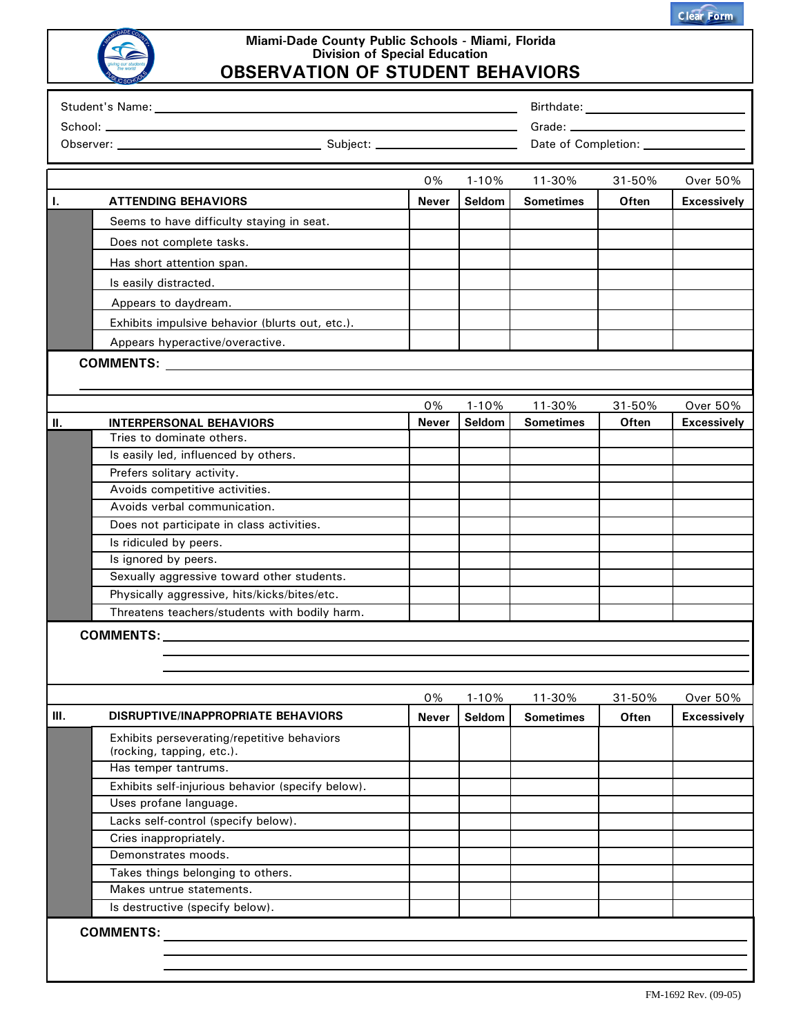# Miami-Dade County Public Schools - Miami, Florida
## Division of Special Education
# OBSERVATION OF STUDENT BEHAVIORS

Student's Name: ______________________ Birthdate: ______________

School: ______________________ Grade: ______________

Observer: ______________ Subject: ______________ Date of Completion: ______________

| | 0% | 1-10% | 11-30% | 31-50% | Over 50% |
|---|---|---|---|---|---|
| **I. ATTENDING BEHAVIORS** | **Never** | **Seldom** | **Sometimes** | **Often** | **Excessively** |
| Seems to have difficulty staying in seat. | | | | | |
| Does not complete tasks. | | | | | |
| Has short attention span. | | | | | |
| Is easily distracted. | | | | | |
| Appears to daydream. | | | | | |
| Exhibits impulsive behavior (blurts out, etc.). | | | | | |
| Appears hyperactive/overactive. | | | | | |

**COMMENTS:** ______________________

| | 0% | 1-10% | 11-30% | 31-50% | Over 50% |
|---|---|---|---|---|---|
| **II. INTERPERSONAL BEHAVIORS** | **Never** | **Seldom** | **Sometimes** | **Often** | **Excessively** |
| Tries to dominate others. | | | | | |
| Is easily led, influenced by others. | | | | | |
| Prefers solitary activity. | | | | | |
| Avoids competitive activities. | | | | | |
| Avoids verbal communication. | | | | | |
| Does not participate in class activities. | | | | | |
| Is ridiculed by peers. | | | | | |
| Is ignored by peers. | | | | | |
| Sexually aggressive toward other students. | | | | | |
| Physically aggressive, hits/kicks/bites/etc. | | | | | |
| Threatens teachers/students with bodily harm. | | | | | |

**COMMENTS:** ______________________

| | 0% | 1-10% | 11-30% | 31-50% | Over 50% |
|---|---|---|---|---|---|
| **III. DISRUPTIVE/INAPPROPRIATE BEHAVIORS** | **Never** | **Seldom** | **Sometimes** | **Often** | **Excessively** |
| Exhibits perseverating/repetitive behaviors (rocking, tapping, etc.). | | | | | |
| Has temper tantrums. | | | | | |
| Exhibits self-injurious behavior (specify below). | | | | | |
| Uses profane language. | | | | | |
| Lacks self-control (specify below). | | | | | |
| Cries inappropriately. | | | | | |
| Demonstrates moods. | | | | | |
| Takes things belonging to others. | | | | | |
| Makes untrue statements. | | | | | |
| Is destructive (specify below). | | | | | |

**COMMENTS:** ______________________

FM-1692 Rev. (09-05)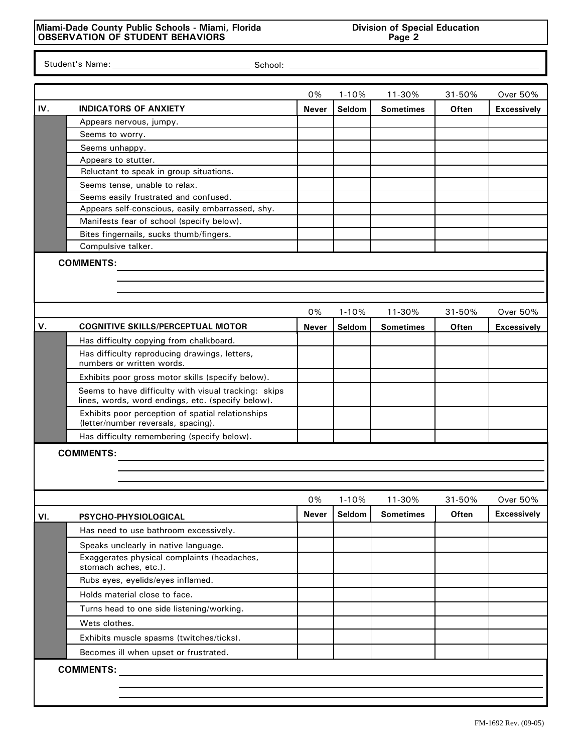**Miami-Dade County Public Schools - Miami, Florida** **Division of Special Education**
**OBSERVATION OF STUDENT BEHAVIORS** **Page 2**

Student's Name: ______________________ School: ______________________________________

| | | 0% | 1-10% | 11-30% | 31-50% | Over 50% |
|---|---|---|---|---|---|---|
| **IV.** | **INDICATORS OF ANXIETY** | **Never** | **Seldom** | **Sometimes** | **Often** | **Excessively** |
| | Appears nervous, jumpy. | | | | | |
| | Seems to worry. | | | | | |
| | Seems unhappy. | | | | | |
| | Appears to stutter. | | | | | |
| | Reluctant to speak in group situations. | | | | | |
| | Seems tense, unable to relax. | | | | | |
| | Seems easily frustrated and confused. | | | | | |
| | Appears self-conscious, easily embarrassed, shy. | | | | | |
| | Manifests fear of school (specify below). | | | | | |
| | Bites fingernails, sucks thumb/fingers. | | | | | |
| | Compulsive talker. | | | | | |

**COMMENTS:** ______________________________________________

| | | 0% | 1-10% | 11-30% | 31-50% | Over 50% |
|---|---|---|---|---|---|---|
| **V.** | **COGNITIVE SKILLS/PERCEPTUAL MOTOR** | **Never** | **Seldom** | **Sometimes** | **Often** | **Excessively** |
| | Has difficulty copying from chalkboard. | | | | | |
| | Has difficulty reproducing drawings, letters, numbers or written words. | | | | | |
| | Exhibits poor gross motor skills (specify below). | | | | | |
| | Seems to have difficulty with visual tracking: skips lines, words, word endings, etc. (specify below). | | | | | |
| | Exhibits poor perception of spatial relationships (letter/number reversals, spacing). | | | | | |
| | Has difficulty remembering (specify below). | | | | | |

**COMMENTS:** ______________________________________________

| | | 0% | 1-10% | 11-30% | 31-50% | Over 50% |
|---|---|---|---|---|---|---|
| **VI.** | **PSYCHO-PHYSIOLOGICAL** | **Never** | **Seldom** | **Sometimes** | **Often** | **Excessively** |
| | Has need to use bathroom excessively. | | | | | |
| | Speaks unclearly in native language. | | | | | |
| | Exaggerates physical complaints (headaches, stomach aches, etc.). | | | | | |
| | Rubs eyes, eyelids/eyes inflamed. | | | | | |
| | Holds material close to face. | | | | | |
| | Turns head to one side listening/working. | | | | | |
| | Wets clothes. | | | | | |
| | Exhibits muscle spasms (twitches/ticks). | | | | | |
| | Becomes ill when upset or frustrated. | | | | | |

**COMMENTS:** ______________________________________________

FM-1692 Rev. (09-05)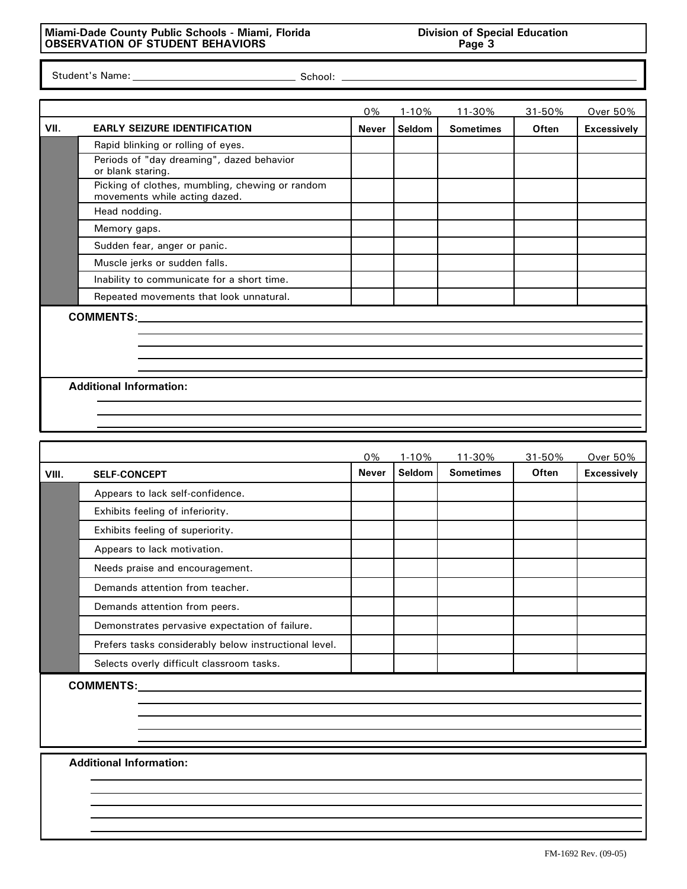**Miami-Dade County Public Schools - Miami, Florida**
**OBSERVATION OF STUDENT BEHAVIORS**

**Division of Special Education**

Student's Name: ______________________ School: ______________________

| | | 0% | 1-10% | 11-30% | 31-50% | Over 50% |
|---|---|---|---|---|---|---|
| **VII.** | **EARLY SEIZURE IDENTIFICATION** | **Never** | **Seldom** | **Sometimes** | **Often** | **Excessively** |
| | Rapid blinking or rolling of eyes. | | | | | |
| | Periods of "day dreaming", dazed behavior or blank staring. | | | | | |
| | Picking of clothes, mumbling, chewing or random movements while acting dazed. | | | | | |
| | Head nodding. | | | | | |
| | Memory gaps. | | | | | |
| | Sudden fear, anger or panic. | | | | | |
| | Muscle jerks or sudden falls. | | | | | |
| | Inability to communicate for a short time. | | | | | |
| | Repeated movements that look unnatural. | | | | | |

**COMMENTS:** ______________________

**Additional Information:** ______________________

| | | 0% | 1-10% | 11-30% | 31-50% | Over 50% |
|---|---|---|---|---|---|---|
| **VIII.** | **SELF-CONCEPT** | **Never** | **Seldom** | **Sometimes** | **Often** | **Excessively** |
| | Appears to lack self-confidence. | | | | | |
| | Exhibits feeling of inferiority. | | | | | |
| | Exhibits feeling of superiority. | | | | | |
| | Appears to lack motivation. | | | | | |
| | Needs praise and encouragement. | | | | | |
| | Demands attention from teacher. | | | | | |
| | Demands attention from peers. | | | | | |
| | Demonstrates pervasive expectation of failure. | | | | | |
| | Prefers tasks considerably below instructional level. | | | | | |
| | Selects overly difficult classroom tasks. | | | | | |

**COMMENTS:** ______________________

**Additional Information:** ______________________

FM-1692 Rev. (09-05)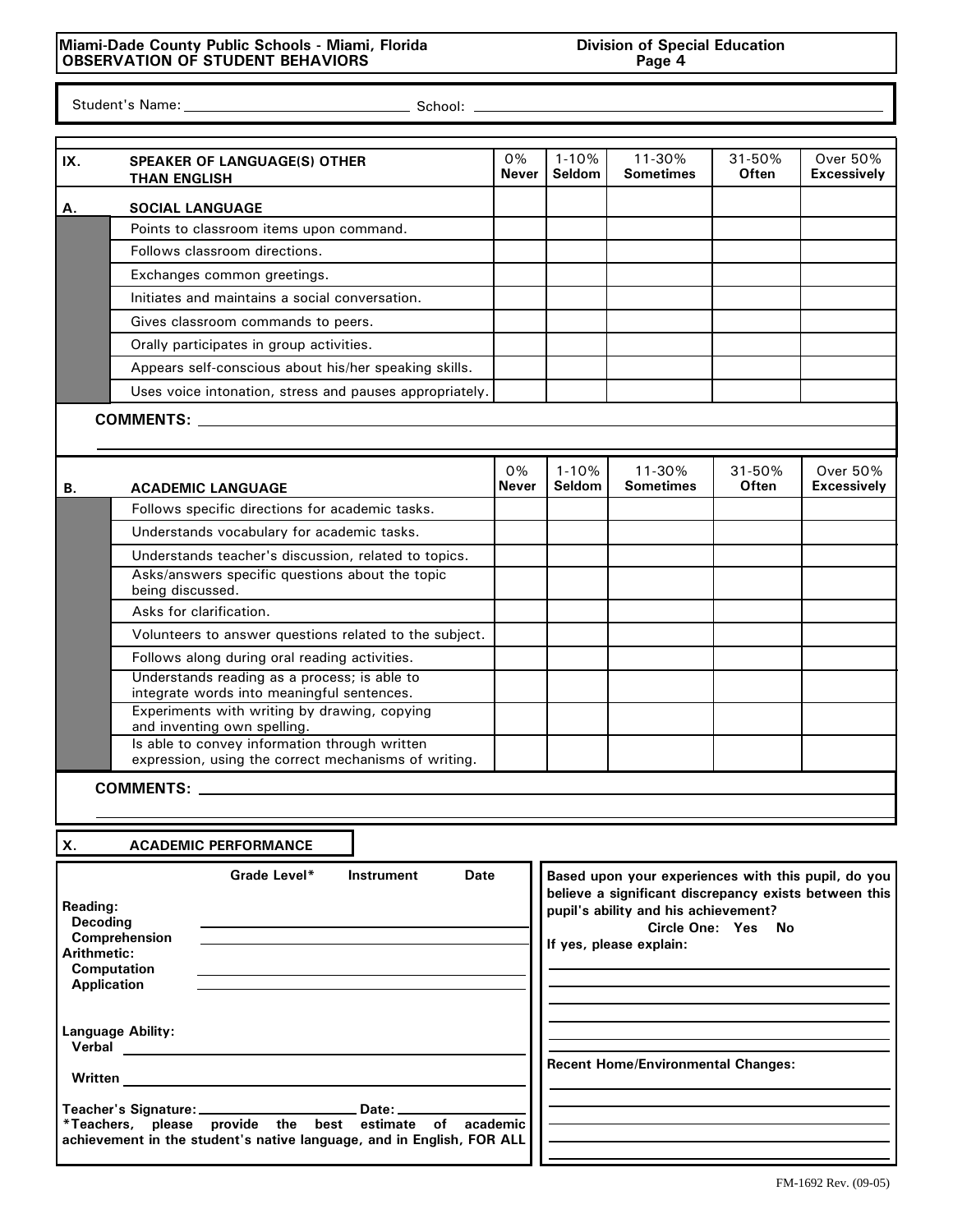Student's Name: ______________________________ School: ______________________________________________

| IX. SPEAKER OF LANGUAGE(S) OTHER THAN ENGLISH | 0% Never | 1-10% Seldom | 11-30% Sometimes | 31-50% Often | Over 50% Excessively |
|---|---|---|---|---|---|
| **A. SOCIAL LANGUAGE** | | | | | |
| Points to classroom items upon command. | | | | | |
| Follows classroom directions. | | | | | |
| Exchanges common greetings. | | | | | |
| Initiates and maintains a social conversation. | | | | | |
| Gives classroom commands to peers. | | | | | |
| Orally participates in group activities. | | | | | |
| Appears self-conscious about his/her speaking skills. | | | | | |
| Uses voice intonation, stress and pauses appropriately. | | | | | |

**COMMENTS:** ______________________________________________

| B. ACADEMIC LANGUAGE | 0% Never | 1-10% Seldom | 11-30% Sometimes | 31-50% Often | Over 50% Excessively |
|---|---|---|---|---|---|
| Follows specific directions for academic tasks. | | | | | |
| Understands vocabulary for academic tasks. | | | | | |
| Understands teacher's discussion, related to topics. | | | | | |
| Asks/answers specific questions about the topic being discussed. | | | | | |
| Asks for clarification. | | | | | |
| Volunteers to answer questions related to the subject. | | | | | |
| Follows along during oral reading activities. | | | | | |
| Understands reading as a process; is able to integrate words into meaningful sentences. | | | | | |
| Experiments with writing by drawing, copying and inventing own spelling. | | | | | |
| Is able to convey information through written expression, using the correct mechanisms of writing. | | | | | |

**COMMENTS:** ______________________________________________

## X. ACADEMIC PERFORMANCE

| | Grade Level* | Instrument | Date |
|---|---|---|---|
| **Reading:** | | | |
| **Decoding** | | | |
| **Comprehension** | | | |
| **Arithmetic:** | | | |
| **Computation** | | | |
| **Application** | | | |

**Language Ability:**

**Verbal** ______________________________________________

**Written** ______________________________________________

**Teacher's Signature:** ____________________ **Date:** __________

***Teachers, please provide the best estimate of academic achievement in the student's native language, and in English, FOR ALL**

**Based upon your experiences with this pupil, do you believe a significant discrepancy exists between this pupil's ability and his achievement?**

**Circle One: Yes No**

**If yes, please explain:**

______________________________________________

**Recent Home/Environmental Changes:**

______________________________________________

FM-1692 Rev. (09-05)